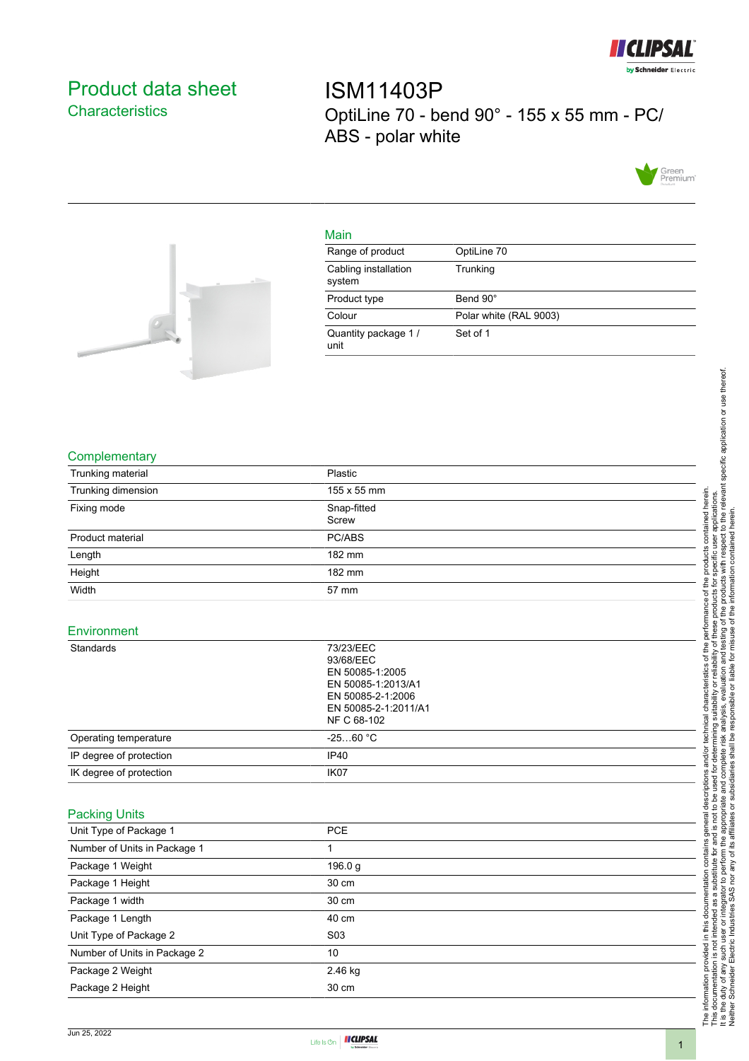# Product data sheet
## Characteristics

# ISM11403P
OptiLine 70 - bend 90° - 155 x 55 mm - PC/ABS - polar white

## Main

| | |
|---|---|
| Range of product | OptiLine 70 |
| Cabling installation system | Trunking |
| Product type | Bend 90° |
| Colour | Polar white (RAL 9003) |
| Quantity package 1 / unit | Set of 1 |

## Complementary

| | |
|---|---|
| Trunking material | Plastic |
| Trunking dimension | 155 x 55 mm |
| Fixing mode | Snap-fitted<br>Screw |
| Product material | PC/ABS |
| Length | 182 mm |
| Height | 182 mm |
| Width | 57 mm |

## Environment

| | |
|---|---|
| Standards | 73/23/EEC<br>93/68/EEC<br>EN 50085-1:2005<br>EN 50085-1:2013/A1<br>EN 50085-2-1:2006<br>EN 50085-2-1:2011/A1<br>NF C 68-102 |
| Operating temperature | -25…60 °C |
| IP degree of protection | IP40 |
| IK degree of protection | IK07 |

## Packing Units

| | |
|---|---|
| Unit Type of Package 1 | PCE |
| Number of Units in Package 1 | 1 |
| Package 1 Weight | 196.0 g |
| Package 1 Height | 30 cm |
| Package 1 width | 30 cm |
| Package 1 Length | 40 cm |
| Unit Type of Package 2 | S03 |
| Number of Units in Package 2 | 10 |
| Package 2 Weight | 2.46 kg |
| Package 2 Height | 30 cm |

The information provided in this documentation contains general descriptions and/or technical characteristics of the performance of the products contained herein.
This documentation is not intended as a substitute for and is not to be used for determining suitability or reliability of these products for specific user applications.
It is the duty of any such user or integrator to perform the appropriate and complete risk analysis, evaluation and testing of the products with respect to the relevant specific application or use thereof.
Neither Schneider Electric Industries SAS nor any of its affiliates or subsidiaries shall be responsible or liable for misuse of the information contained herein.

Jun 25, 2022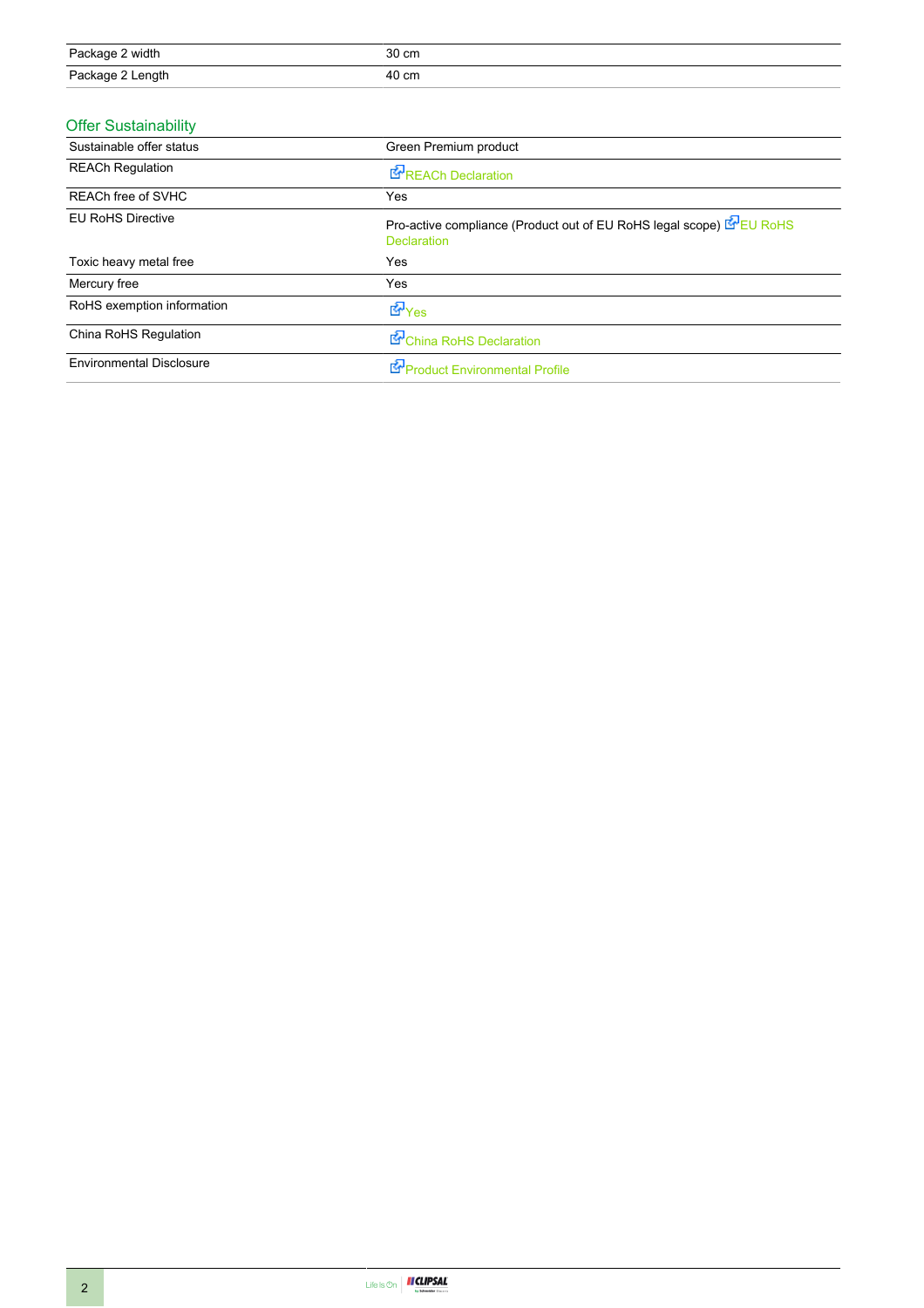| | |
|---|---|
| Package 2 width | 30 cm |
| Package 2 Length | 40 cm |

## Offer Sustainability

| | |
|---|---|
| Sustainable offer status | Green Premium product |
| REACh Regulation | REACh Declaration |
| REACh free of SVHC | Yes |
| EU RoHS Directive | Pro-active compliance (Product out of EU RoHS legal scope) EU RoHS Declaration |
| Toxic heavy metal free | Yes |
| Mercury free | Yes |
| RoHS exemption information | Yes |
| China RoHS Regulation | China RoHS Declaration |
| Environmental Disclosure | Product Environmental Profile |